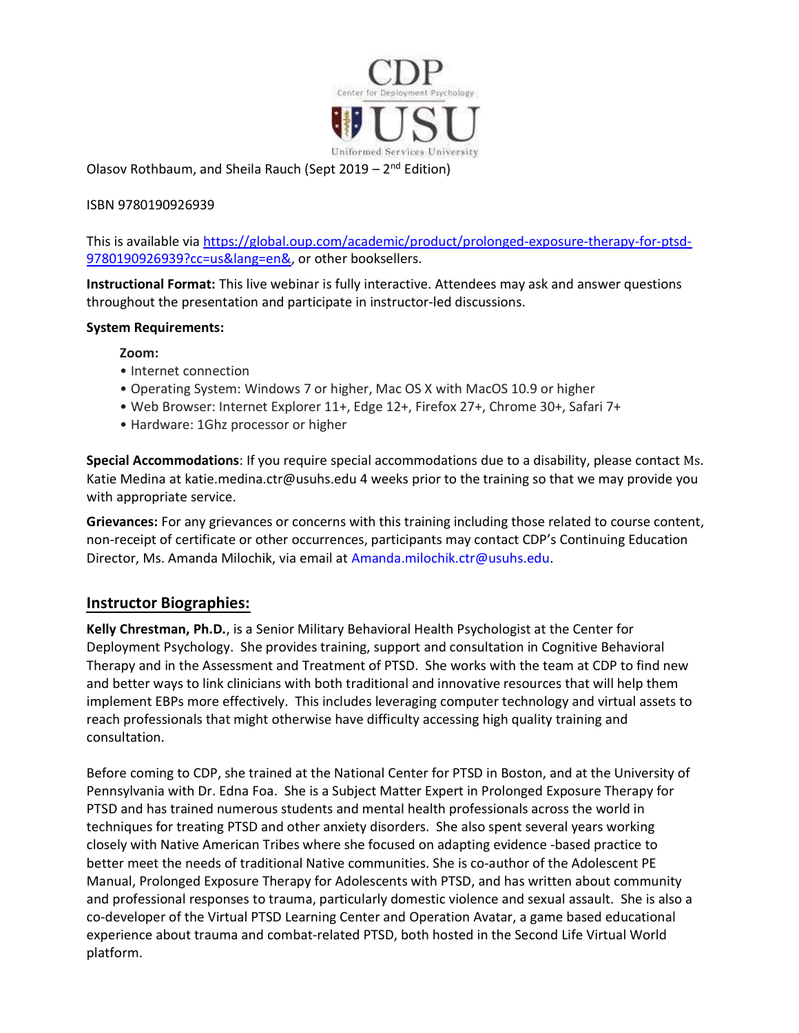Olasov Rothbaum, and Sheila Rauch (Sept 2019 – 2nd Edition)

ISBN 9780190926939

This is available via https://global.oup.com/academic/product/prolonged-exposure-therapy-for-ptsd-9780190926939?cc=us&lang=en&, or other booksellers.

**Instructional Format:** This live webinar is fully interactive. Attendees may ask and answer questions throughout the presentation and participate in instructor-led discussions.

**System Requirements:**

**Zoom:**

- Internet connection
- Operating System: Windows 7 or higher, Mac OS X with MacOS 10.9 or higher
- Web Browser: Internet Explorer 11+, Edge 12+, Firefox 27+, Chrome 30+, Safari 7+
- Hardware: 1Ghz processor or higher

**Special Accommodations**: If you require special accommodations due to a disability, please contact Ms. Katie Medina at katie.medina.ctr@usuhs.edu 4 weeks prior to the training so that we may provide you with appropriate service.

**Grievances:** For any grievances or concerns with this training including those related to course content, non-receipt of certificate or other occurrences, participants may contact CDP's Continuing Education Director, Ms. Amanda Milochik, via email at Amanda.milochik.ctr@usuhs.edu.

## Instructor Biographies:

**Kelly Chrestman, Ph.D.**, is a Senior Military Behavioral Health Psychologist at the Center for Deployment Psychology. She provides training, support and consultation in Cognitive Behavioral Therapy and in the Assessment and Treatment of PTSD. She works with the team at CDP to find new and better ways to link clinicians with both traditional and innovative resources that will help them implement EBPs more effectively. This includes leveraging computer technology and virtual assets to reach professionals that might otherwise have difficulty accessing high quality training and consultation.

Before coming to CDP, she trained at the National Center for PTSD in Boston, and at the University of Pennsylvania with Dr. Edna Foa. She is a Subject Matter Expert in Prolonged Exposure Therapy for PTSD and has trained numerous students and mental health professionals across the world in techniques for treating PTSD and other anxiety disorders. She also spent several years working closely with Native American Tribes where she focused on adapting evidence -based practice to better meet the needs of traditional Native communities. She is co-author of the Adolescent PE Manual, Prolonged Exposure Therapy for Adolescents with PTSD, and has written about community and professional responses to trauma, particularly domestic violence and sexual assault. She is also a co-developer of the Virtual PTSD Learning Center and Operation Avatar, a game based educational experience about trauma and combat-related PTSD, both hosted in the Second Life Virtual World platform.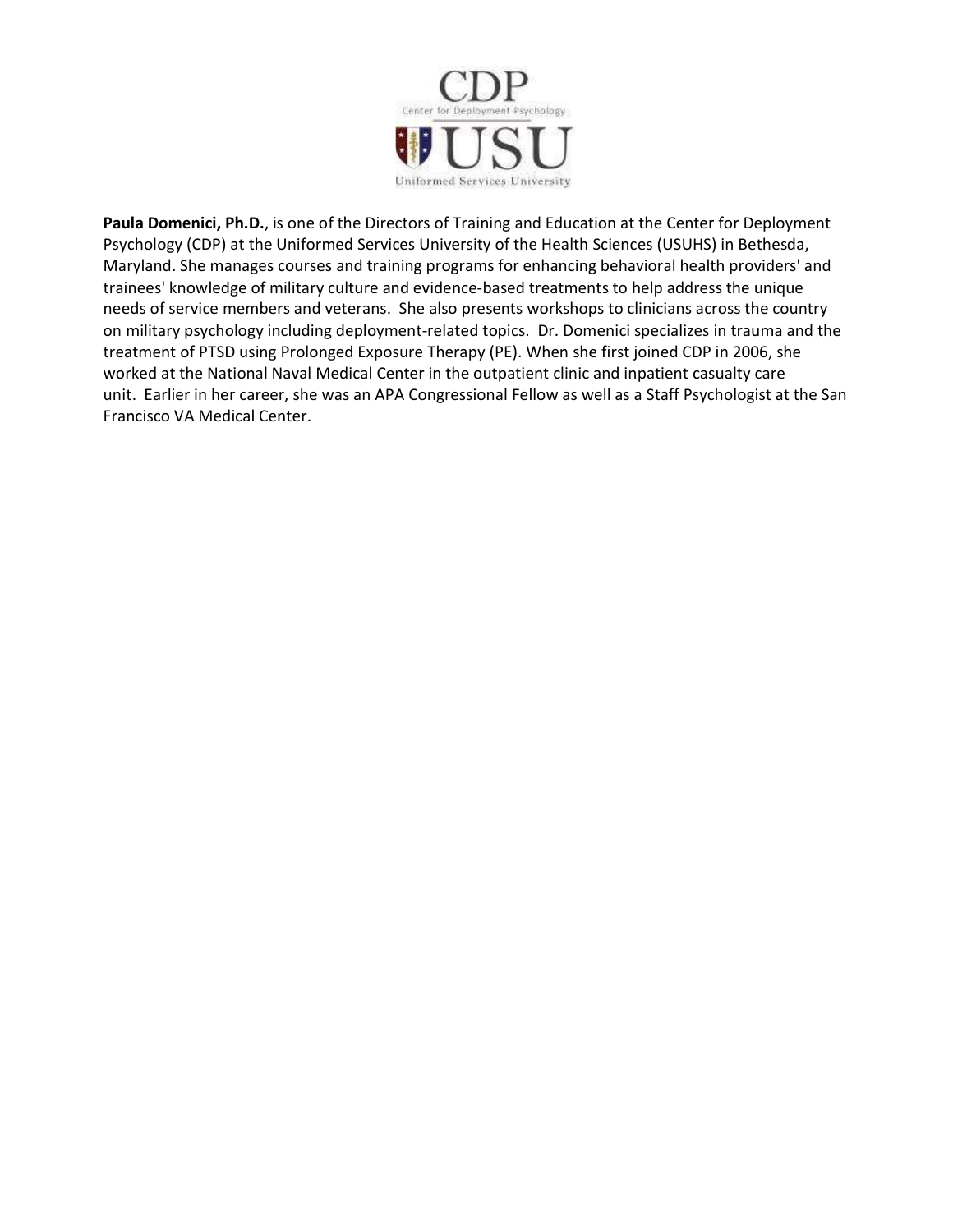**Paula Domenici, Ph.D.**, is one of the Directors of Training and Education at the Center for Deployment Psychology (CDP) at the Uniformed Services University of the Health Sciences (USUHS) in Bethesda, Maryland. She manages courses and training programs for enhancing behavioral health providers' and trainees' knowledge of military culture and evidence-based treatments to help address the unique needs of service members and veterans. She also presents workshops to clinicians across the country on military psychology including deployment-related topics. Dr. Domenici specializes in trauma and the treatment of PTSD using Prolonged Exposure Therapy (PE). When she first joined CDP in 2006, she worked at the National Naval Medical Center in the outpatient clinic and inpatient casualty care unit. Earlier in her career, she was an APA Congressional Fellow as well as a Staff Psychologist at the San Francisco VA Medical Center.